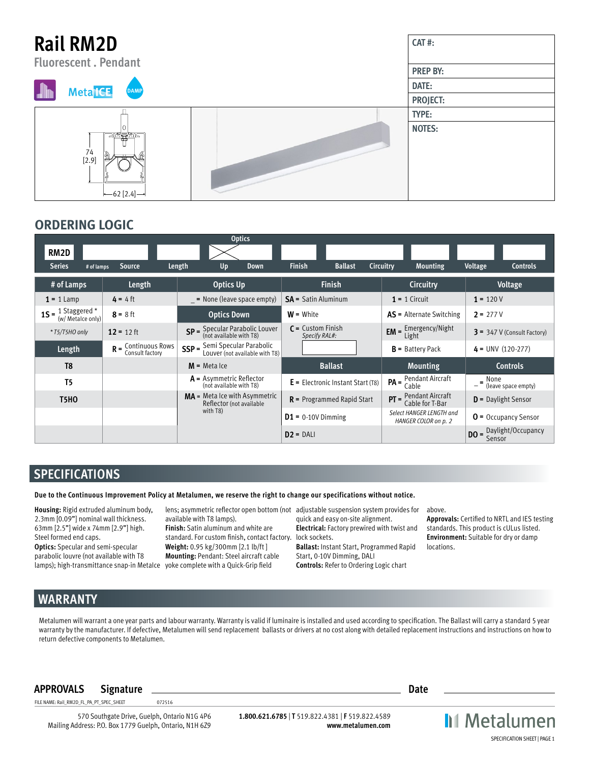# Rail RM2D

Fluorescent . Pendant

MetaICE DAMP

| CAT #: |
|---|
| PREP BY: |
| DATE: |
| PROJECT: |
| TYPE: |
| NOTES: |

74 [2.9]

62 [2.4]

## ORDERING LOGIC

| RM2D | | | | Optics | | | | | | | |
|---|---|---|---|---|---|---|---|---|---|---|---|
| Series | # of lamps | Source | Length | Up | Down | Finish | Ballast | Circuitry | Mounting | Voltage | Controls |

| # of Lamps | Length | Optics Up | Finish | Circuitry | Voltage |
|---|---|---|---|---|---|
| **1** = 1 Lamp | **4** = 4 ft | _ = None (leave space empty) | **SA** = Satin Aluminum | **1** = 1 Circuit | **1** = 120 V |
| **1S** = 1 Staggered * (w/ MetaIce only) | **8** = 8 ft | **Optics Down** | **W** = White | **AS** = Alternate Switching | **2** = 277 V |
| *T5/T5HO only | **12** = 12 ft | **SP** = Specular Parabolic Louver (not available with T8) | **C** = Custom Finish *Specify RAL#:* | **EM** = Emergency/Night Light | **3** = 347 V (Consult Factory) |
| **Length** | **R** = Continuous Rows Consult factory | **SSP** = Semi Specular Parabolic Louver (not available with T8) | | **B** = Battery Pack | **4** = UNV (120-277) |
| **T8** | | **M** = Meta Ice | **Ballast** | **Mounting** | **Controls** |
| **T5** | | **A** = Asymmetric Reflector (not available with T8) | **E** = Electronic Instant Start (T8) | **PA** = Pendant Aircraft Cable | _ = None (leave space empty) |
| **T5HO** | | **MA** = Meta Ice with Asymmetric Reflector (not available with T8) | **R** = Programmed Rapid Start | **PT** = Pendant Aircraft Cable for T-Bar | **D** = Daylight Sensor |
| | | | **D1** = 0-10V Dimming | *Select HANGER LENGTH and HANGER COLOR on p. 2* | **O** = Occupancy Sensor |
| | | | **D2** = DALI | | **DO** = Daylight/Occupancy Sensor |

## SPECIFICATIONS

**Due to the Continuous Improvement Policy at Metalumen, we reserve the right to change our specifications without notice.**

**Housing:** Rigid extruded aluminum body, 2.3mm [0.09"] nominal wall thickness. 63mm [2.5"] wide x 74mm [2.9"] high. Steel formed end caps.
**Optics:** Specular and semi-specular parabolic louvre (not available with T8 lamps); high-transmittance snap-in MetaIce lens; asymmetric reflector open bottom (not available with T8 lamps).
**Finish:** Satin aluminum and white are standard. For custom finish, contact factory.
**Weight:** 0.95 kg/300mm [2.1 lb/ft ]
**Mounting:** Pendant: Steel aircraft cable yoke complete with a Quick-Grip field adjustable suspension system provides for quick and easy on-site alignment.
**Electrical:** Factory prewired with twist and lock sockets.
**Ballast:** Instant Start, Programmed Rapid Start, 0-10V Dimming, DALI
**Controls:** Refer to Ordering Logic chart above.
**Approvals:** Certified to NRTL and IES testing standards. This product is cULus listed.
**Environment:** Suitable for dry or damp locations.

## WARRANTY

Metalumen will warrant a one year parts and labour warranty. Warranty is valid if luminaire is installed and used according to specification. The Ballast will carry a standard 5 year warranty by the manufacturer. If defective, Metalumen will send replacement ballasts or drivers at no cost along with detailed replacement instructions and instructions on how to return defective components to Metalumen.

**APPROVALS** **Signature** \_\_\_\_\_\_\_\_\_\_\_\_\_\_\_\_\_\_\_\_ **Date** \_\_\_\_\_\_\_\_\_\_

FILE NAME: Rail_RM2D_FL_PA_PT_SPEC_SHEET 072516

570 Southgate Drive, Guelph, Ontario N1G 4P6
Mailing Address: P.O. Box 1779 Guelph, Ontario, N1H 6Z9

**1.800.621.6785** | **T** 519.822.4381 | **F** 519.822.4589
**www.metalumen.com**

Metalumen

SPECIFICATION SHEET | PAGE 1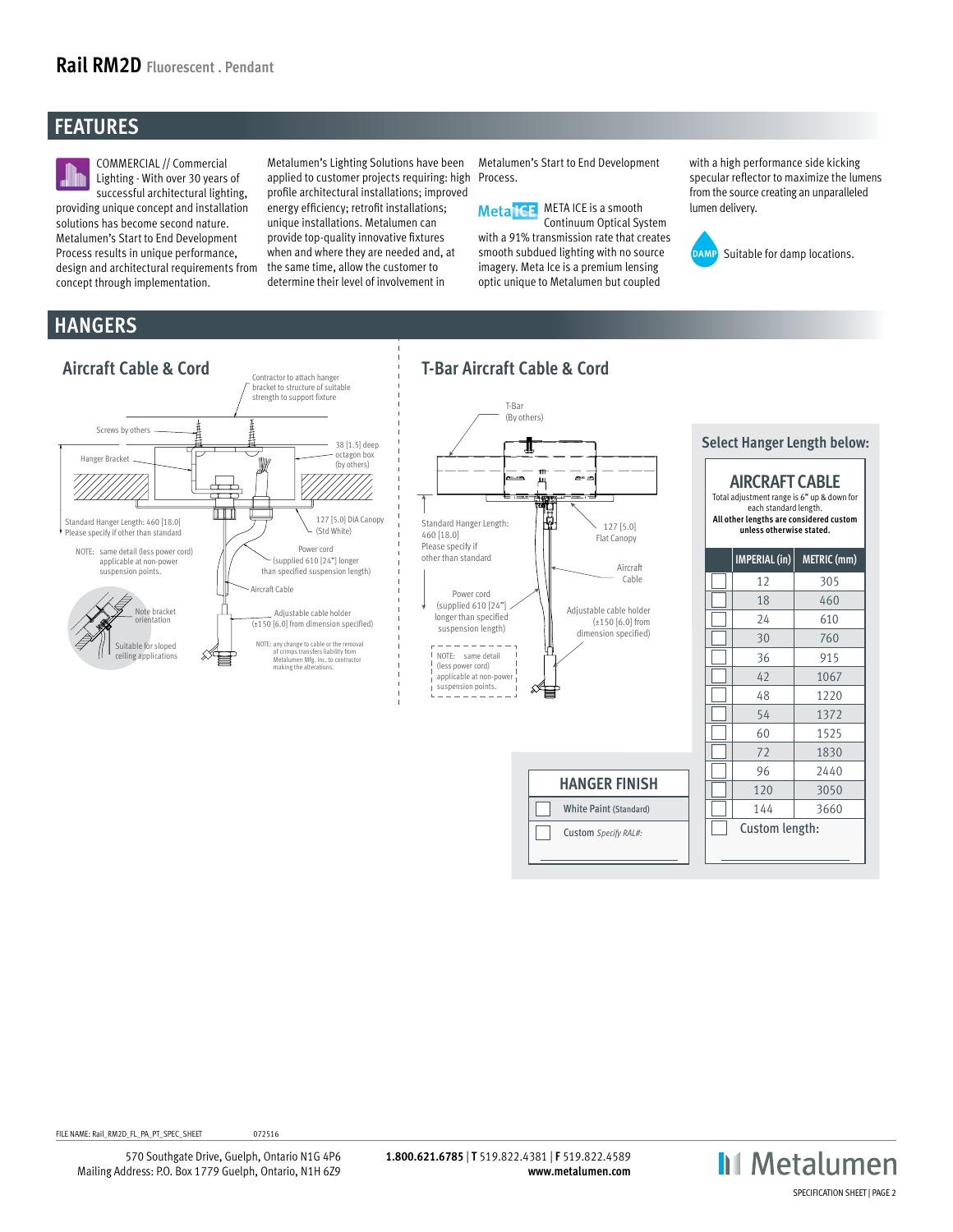# Rail RM2D Fluorescent . Pendant

## FEATURES

COMMERCIAL // Commercial Lighting - With over 30 years of successful architectural lighting, providing unique concept and installation solutions has become second nature. Metalumen's Start to End Development Process results in unique performance, design and architectural requirements from concept through implementation.

Metalumen's Lighting Solutions have been applied to customer projects requiring: high profile architectural installations; improved energy efficiency; retrofit installations; unique installations. Metalumen can provide top-quality innovative fixtures when and where they are needed and, at the same time, allow the customer to determine their level of involvement in Metalumen's Start to End Development Process.

MetaICE: META ICE is a smooth Continuum Optical System with a 91% transmission rate that creates smooth subdued lighting with no source imagery. Meta Ice is a premium lensing optic unique to Metalumen but coupled with a high performance side kicking specular reflector to maximize the lumens from the source creating an unparalleled lumen delivery.

DAMP: Suitable for damp locations.

## HANGERS

### Aircraft Cable & Cord

Contractor to attach hanger bracket to structure of suitable strength to support fixture

Screws by others

Hanger Bracket

38 [1.5] deep octagon box (by others)

Standard Hanger Length: 460 [18.0]
Please specify if other than standard

127 [5.0] DIA Canopy (Std White)

NOTE: same detail (less power cord) applicable at non-power suspension points.

Power cord (supplied 610 [24"] longer than specified suspension length)

Aircraft Cable

Note bracket orientation

Suitable for sloped ceiling applications

Adjustable cable holder (±150 [6.0] from dimension specified)

NOTE: any change to cable or the removal of crimps transfers liability from Metalumen Mfg. Inc. to contractor making the alterations.

### T-Bar Aircraft Cable & Cord

T-Bar (By others)

Standard Hanger Length: 460 [18.0]
Please specify if other than standard

127 [5.0] Flat Canopy

Aircraft Cable

Power cord (supplied 610 [24"] longer than specified suspension length)

Adjustable cable holder (±150 [6.0] from dimension specified)

NOTE: same detail (less power cord) applicable at non-power suspension points.

### Select Hanger Length below:

**AIRCRAFT CABLE**

Total adjustment range is 6" up & down for each standard length.
**All other lengths are considered custom unless otherwise stated.**

| | IMPERIAL (in) | METRIC (mm) |
|---|---|---|
| ☐ | 12 | 305 |
| ☐ | 18 | 460 |
| ☐ | 24 | 610 |
| ☐ | 30 | 760 |
| ☐ | 36 | 915 |
| ☐ | 42 | 1067 |
| ☐ | 48 | 1220 |
| ☐ | 54 | 1372 |
| ☐ | 60 | 1525 |
| ☐ | 72 | 1830 |
| ☐ | 96 | 2440 |
| ☐ | 120 | 3050 |
| ☐ | 144 | 3660 |
| ☐ | Custom length: ________ | |

**HANGER FINISH**

- ☐ White Paint (Standard)
- ☐ Custom *Specify RAL#:* ________

FILE NAME: Rail_RM2D_FL_PA_PT_SPEC_SHEET 072516

570 Southgate Drive, Guelph, Ontario N1G 4P6
Mailing Address: P.O. Box 1779 Guelph, Ontario, N1H 6Z9

**1.800.621.6785** | **T** 519.822.4381 | **F** 519.822.4589
**www.metalumen.com**

Metalumen
SPECIFICATION SHEET | PAGE 2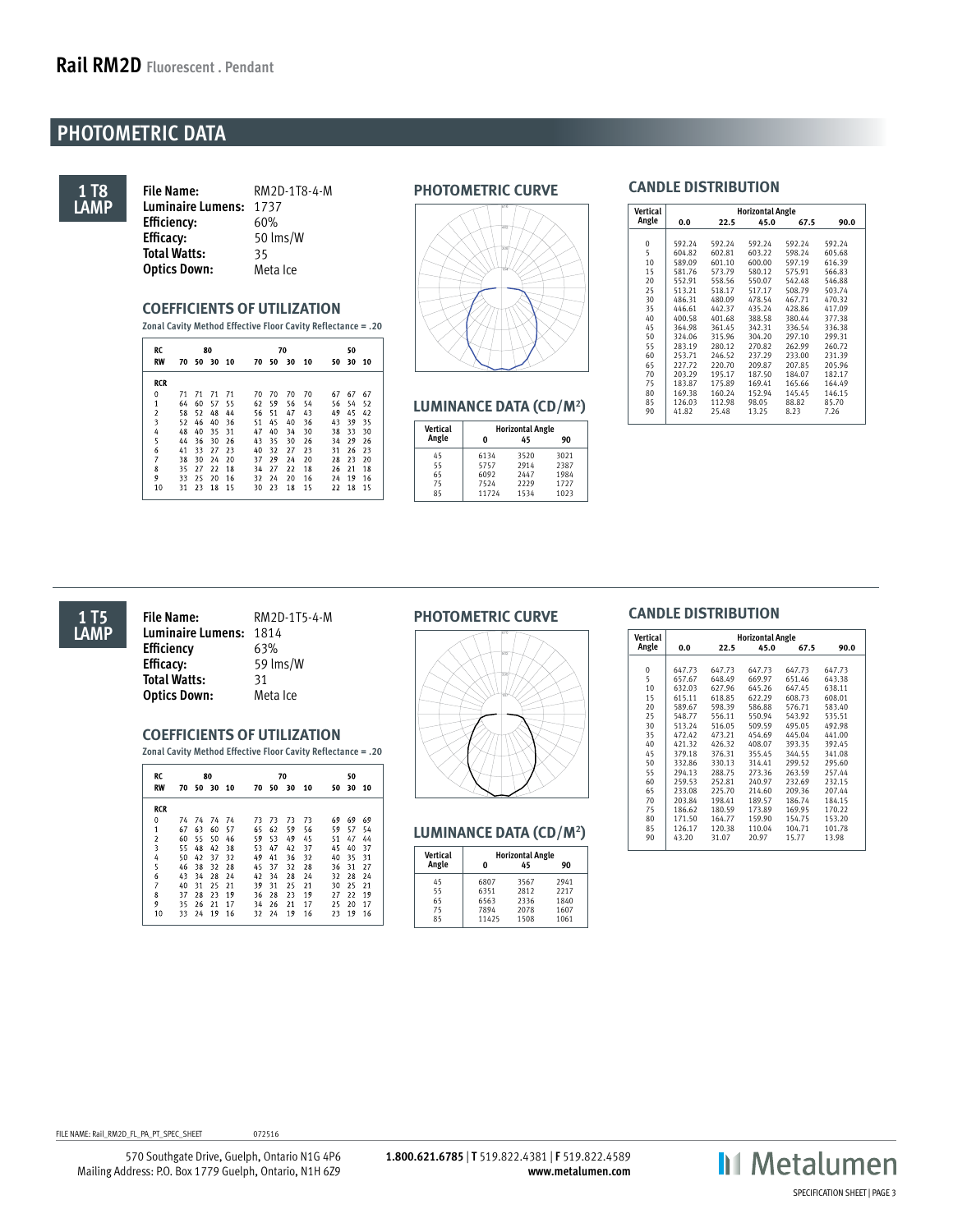# Rail RM2D Fluorescent . Pendant

## PHOTOMETRIC DATA

### 1 T8 LAMP

**File Name:** RM2D-1T8-4-M
**Luminaire Lumens:** 1737
**Efficiency:** 60%
**Efficacy:** 50 lms/W
**Total Watts:** 35
**Optics Down:** Meta Ice

#### COEFFICIENTS OF UTILIZATION

Zonal Cavity Method Effective Floor Cavity Reflectance = .20

| RC | 80 | | | | 70 | | | | 50 | | |
|---|---|---|---|---|---|---|---|---|---|---|---|
| RW | 70 | 50 | 30 | 10 | 70 | 50 | 30 | 10 | 50 | 30 | 10 |
| RCR | | | | | | | | | | | |
| 0 | 71 | 71 | 71 | 71 | 70 | 70 | 70 | 70 | 67 | 67 | 67 |
| 1 | 64 | 60 | 57 | 55 | 62 | 59 | 56 | 54 | 56 | 54 | 52 |
| 2 | 58 | 52 | 48 | 44 | 56 | 51 | 47 | 43 | 49 | 45 | 42 |
| 3 | 52 | 46 | 40 | 36 | 51 | 45 | 40 | 36 | 43 | 39 | 35 |
| 4 | 48 | 40 | 35 | 31 | 47 | 40 | 34 | 30 | 38 | 33 | 30 |
| 5 | 44 | 36 | 30 | 26 | 43 | 35 | 30 | 26 | 34 | 29 | 26 |
| 6 | 41 | 33 | 27 | 23 | 40 | 32 | 27 | 23 | 31 | 26 | 23 |
| 7 | 38 | 30 | 24 | 20 | 37 | 29 | 24 | 20 | 28 | 23 | 20 |
| 8 | 35 | 27 | 22 | 18 | 34 | 27 | 22 | 18 | 26 | 21 | 18 |
| 9 | 33 | 25 | 20 | 16 | 32 | 24 | 20 | 16 | 24 | 19 | 16 |
| 10 | 31 | 23 | 18 | 15 | 30 | 23 | 18 | 15 | 22 | 18 | 15 |

#### PHOTOMETRIC CURVE

#### LUMINANCE DATA (CD/M²)

| Vertical Angle | Horizontal Angle 0 | 45 | 90 |
|---|---|---|---|
| 45 | 6134 | 3520 | 3021 |
| 55 | 5757 | 2914 | 2387 |
| 65 | 6092 | 2447 | 1984 |
| 75 | 7524 | 2229 | 1727 |
| 85 | 11724 | 1534 | 1023 |

#### CANDLE DISTRIBUTION

| Vertical Angle | Horizontal Angle 0.0 | 22.5 | 45.0 | 67.5 | 90.0 |
|---|---|---|---|---|---|
| 0 | 592.24 | 592.24 | 592.24 | 592.24 | 592.24 |
| 5 | 604.82 | 602.81 | 603.22 | 598.24 | 605.68 |
| 10 | 589.09 | 601.10 | 600.00 | 597.19 | 616.39 |
| 15 | 581.76 | 573.79 | 580.12 | 575.91 | 566.83 |
| 20 | 552.91 | 558.56 | 550.07 | 542.48 | 546.88 |
| 25 | 513.21 | 518.17 | 517.17 | 508.79 | 503.74 |
| 30 | 486.31 | 480.09 | 478.54 | 467.71 | 470.32 |
| 35 | 446.61 | 442.37 | 435.24 | 428.86 | 417.09 |
| 40 | 400.58 | 401.68 | 388.58 | 380.44 | 377.38 |
| 45 | 364.98 | 361.45 | 342.31 | 336.54 | 336.38 |
| 50 | 324.06 | 315.96 | 304.20 | 297.10 | 299.31 |
| 55 | 283.19 | 280.12 | 270.82 | 262.99 | 260.72 |
| 60 | 253.71 | 246.52 | 237.29 | 233.00 | 231.39 |
| 65 | 227.72 | 220.70 | 209.87 | 207.85 | 205.96 |
| 70 | 203.29 | 195.17 | 187.50 | 184.07 | 182.17 |
| 75 | 183.87 | 175.89 | 169.41 | 165.66 | 164.49 |
| 80 | 169.38 | 160.24 | 152.94 | 145.45 | 146.15 |
| 85 | 126.03 | 112.98 | 98.05 | 88.82 | 85.70 |
| 90 | 41.82 | 25.48 | 13.25 | 8.23 | 7.26 |

### 1 T5 LAMP

**File Name:** RM2D-1T5-4-M
**Luminaire Lumens:** 1814
**Efficiency** 63%
**Efficacy:** 59 lms/W
**Total Watts:** 31
**Optics Down:** Meta Ice

#### COEFFICIENTS OF UTILIZATION

Zonal Cavity Method Effective Floor Cavity Reflectance = .20

| RC | 80 | | | | 70 | | | | 50 | | |
|---|---|---|---|---|---|---|---|---|---|---|---|
| RW | 70 | 50 | 30 | 10 | 70 | 50 | 30 | 10 | 50 | 30 | 10 |
| RCR | | | | | | | | | | | |
| 0 | 74 | 74 | 74 | 74 | 73 | 73 | 73 | 73 | 69 | 69 | 69 |
| 1 | 67 | 63 | 60 | 57 | 65 | 62 | 59 | 56 | 59 | 57 | 54 |
| 2 | 60 | 55 | 50 | 46 | 59 | 53 | 49 | 45 | 51 | 47 | 44 |
| 3 | 55 | 48 | 42 | 38 | 53 | 47 | 42 | 37 | 45 | 40 | 37 |
| 4 | 50 | 42 | 37 | 32 | 49 | 41 | 36 | 32 | 40 | 35 | 31 |
| 5 | 46 | 38 | 32 | 28 | 45 | 37 | 32 | 28 | 36 | 31 | 27 |
| 6 | 43 | 34 | 28 | 24 | 42 | 34 | 28 | 24 | 32 | 28 | 24 |
| 7 | 40 | 31 | 25 | 21 | 39 | 31 | 25 | 21 | 30 | 25 | 21 |
| 8 | 37 | 28 | 23 | 19 | 36 | 28 | 23 | 19 | 27 | 22 | 19 |
| 9 | 35 | 26 | 21 | 17 | 34 | 26 | 21 | 17 | 25 | 20 | 17 |
| 10 | 33 | 24 | 19 | 16 | 32 | 24 | 19 | 16 | 23 | 19 | 16 |

#### PHOTOMETRIC CURVE

#### LUMINANCE DATA (CD/M²)

| Vertical Angle | Horizontal Angle 0 | 45 | 90 |
|---|---|---|---|
| 45 | 6807 | 3567 | 2941 |
| 55 | 6351 | 2812 | 2217 |
| 65 | 6563 | 2336 | 1840 |
| 75 | 7894 | 2078 | 1607 |
| 85 | 11425 | 1508 | 1061 |

#### CANDLE DISTRIBUTION

| Vertical Angle | Horizontal Angle 0.0 | 22.5 | 45.0 | 67.5 | 90.0 |
|---|---|---|---|---|---|
| 0 | 647.73 | 647.73 | 647.73 | 647.73 | 647.73 |
| 5 | 657.67 | 648.49 | 669.97 | 651.46 | 643.38 |
| 10 | 632.03 | 627.96 | 645.26 | 647.45 | 638.11 |
| 15 | 615.11 | 618.85 | 622.29 | 608.73 | 608.01 |
| 20 | 589.67 | 598.39 | 586.88 | 576.71 | 583.40 |
| 25 | 548.77 | 556.11 | 550.94 | 543.92 | 535.51 |
| 30 | 513.24 | 516.05 | 509.59 | 495.05 | 492.98 |
| 35 | 472.42 | 473.21 | 454.69 | 445.04 | 441.00 |
| 40 | 421.32 | 426.32 | 408.07 | 393.35 | 392.45 |
| 45 | 379.18 | 376.31 | 355.45 | 344.55 | 341.08 |
| 50 | 332.86 | 330.13 | 314.41 | 299.52 | 295.60 |
| 55 | 294.13 | 288.75 | 273.36 | 263.59 | 257.44 |
| 60 | 259.53 | 252.81 | 240.97 | 232.69 | 232.15 |
| 65 | 233.08 | 225.70 | 214.60 | 209.36 | 207.44 |
| 70 | 203.84 | 198.41 | 189.57 | 186.74 | 184.15 |
| 75 | 186.62 | 180.59 | 173.89 | 169.95 | 170.22 |
| 80 | 171.50 | 164.77 | 159.90 | 154.75 | 153.20 |
| 85 | 126.17 | 120.38 | 110.04 | 104.71 | 101.78 |
| 90 | 43.20 | 31.07 | 20.97 | 15.77 | 13.98 |

FILE NAME: Rail_RM2D_FL_PA_PT_SPEC_SHEET 072516

570 Southgate Drive, Guelph, Ontario N1G 4P6
Mailing Address: P.O. Box 1779 Guelph, Ontario, N1H 6Z9

**1.800.621.6785** | **T** 519.822.4381 | **F** 519.822.4589
**www.metalumen.com**

Metalumen

SPECIFICATION SHEET | PAGE 3